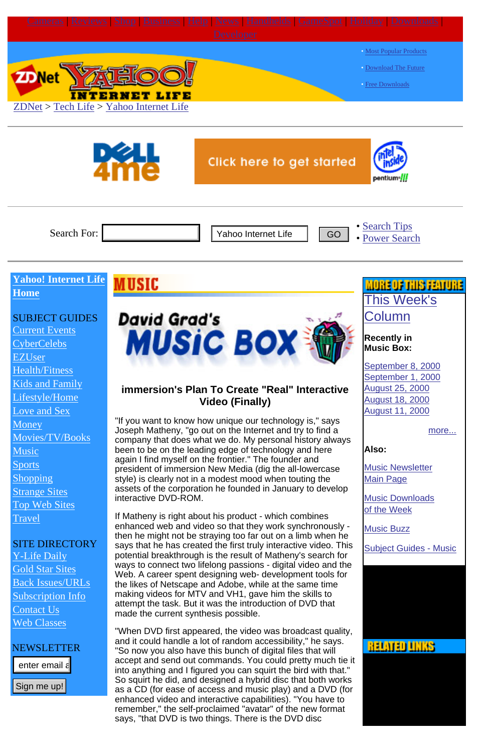Cameras | Reviews | Shop | Business | Help | News | Handhelds | GameSpot | Holiday | Downloads | Developer

• Most Popular Products
• Download The Future
• Free Downloads

ZDNet > Tech Life > Yahoo Internet Life

Search For: Yahoo Internet Life GO

• Search Tips
• Power Search

**Yahoo! Internet Life Home**

SUBJECT GUIDES
Current Events
CyberCelebs
EZUser
Health/Fitness
Kids and Family
Lifestyle/Home
Love and Sex
Money
Movies/TV/Books
Music
Sports
Shopping
Strange Sites
Top Web Sites
Travel

SITE DIRECTORY
Y-Life Daily
Gold Star Sites
Back Issues/URLs
Subscription Info
Contact Us
Web Classes

NEWSLETTER
enter email a
Sign me up!

# MUSIC

## David Grad's MUSIC BOX

### immersion's Plan To Create "Real" Interactive Video (Finally)

"If you want to know how unique our technology is," says Joseph Matheny, "go out on the Internet and try to find a company that does what we do. My personal history always been to be on the leading edge of technology and here again I find myself on the frontier." The founder and president of immersion New Media (dig the all-lowercase style) is clearly not in a modest mood when touting the assets of the corporation he founded in January to develop interactive DVD-ROM.

If Matheny is right about his product - which combines enhanced web and video so that they work synchronously - then he might not be straying too far out on a limb when he says that he has created the first truly interactive video. This potential breakthrough is the result of Matheny's search for ways to connect two lifelong passions - digital video and the Web. A career spent designing web- development tools for the likes of Netscape and Adobe, while at the same time making videos for MTV and VH1, gave him the skills to attempt the task. But it was the introduction of DVD that made the current synthesis possible.

"When DVD first appeared, the video was broadcast quality, and it could handle a lot of random accessibility," he says. "So now you also have this bunch of digital files that will accept and send out commands. You could pretty much tie it into anything and I figured you can squirt the bird with that." So squirt he did, and designed a hybrid disc that both works as a CD (for ease of access and music play) and a DVD (for enhanced video and interactive capabilities). "You have to remember," the self-proclaimed "avatar" of the new format says, "that DVD is two things. There is the DVD disc

**MORE OF THIS FEATURE**

This Week's Column

**Recently in Music Box:**

September 8, 2000
September 1, 2000
August 25, 2000
August 18, 2000
August 11, 2000

more...

**Also:**

Music Newsletter Main Page

Music Downloads of the Week

Music Buzz

Subject Guides - Music

**RELATED LINKS**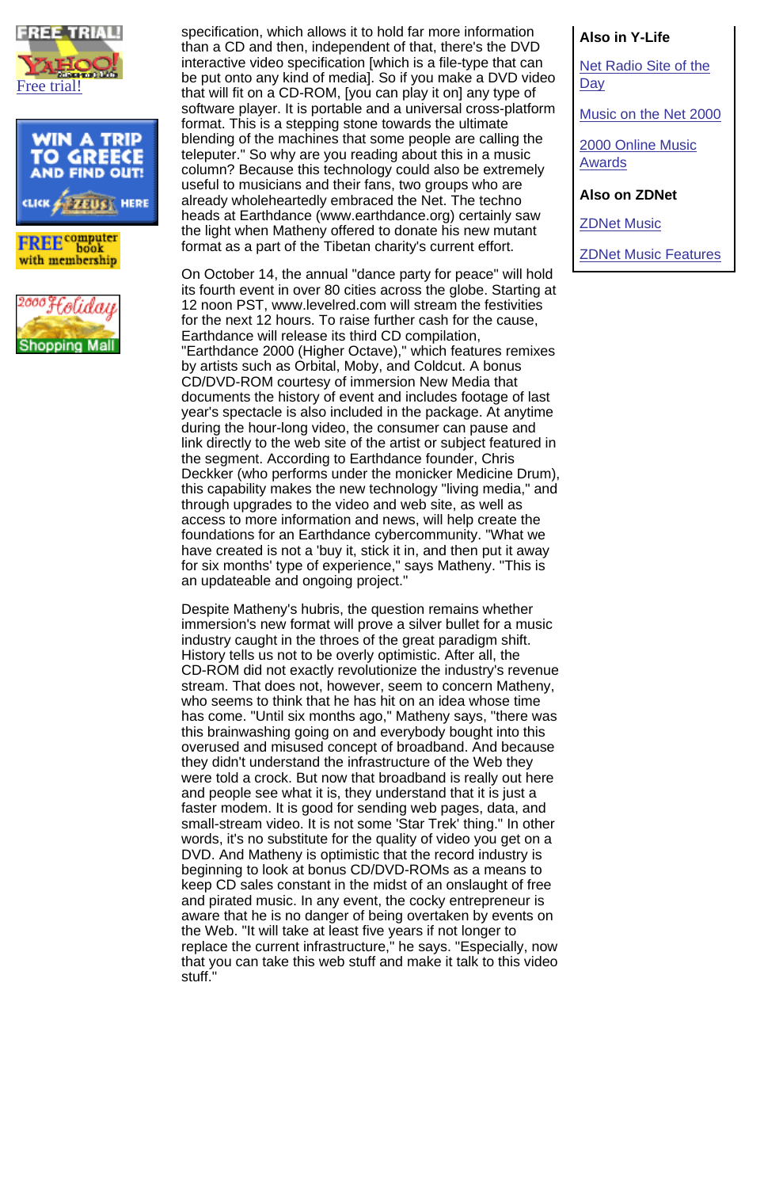specification, which allows it to hold far more information than a CD and then, independent of that, there's the DVD interactive video specification [which is a file-type that can be put onto any kind of media]. So if you make a DVD video that will fit on a CD-ROM, [you can play it on] any type of software player. It is portable and a universal cross-platform format. This is a stepping stone towards the ultimate blending of the machines that some people are calling the telepuler." So why are you reading about this in a music column? Because this technology could also be extremely useful to musicians and their fans, two groups who are already wholeheartedly embraced the Net. The techno heads at Earthdance (www.earthdance.org) certainly saw the light when Matheny offered to donate his new mutant format as a part of the Tibetan charity's current effort.

On October 14, the annual "dance party for peace" will hold its fourth event in over 80 cities across the globe. Starting at 12 noon PST, www.levelred.com will stream the festivities for the next 12 hours. To raise further cash for the cause, Earthdance will release its third CD compilation, "Earthdance 2000 (Higher Octave)," which features remixes by artists such as Orbital, Moby, and Coldcut. A bonus CD/DVD-ROM courtesy of immersion New Media that documents the history of event and includes footage of last year's spectacle is also included in the package. At anytime during the hour-long video, the consumer can pause and link directly to the web site of the artist or subject featured in the segment. According to Earthdance founder, Chris Deckker (who performs under the monicker Medicine Drum), this capability makes the new technology "living media," and through upgrades to the video and web site, as well as access to more information and news, will help create the foundations for an Earthdance cybercommunity. "What we have created is not a 'buy it, stick it in, and then put it away for six months' type of experience," says Matheny. "This is an updateable and ongoing project."

Despite Matheny's hubris, the question remains whether immersion's new format will prove a silver bullet for a music industry caught in the throes of the great paradigm shift. History tells us not to be overly optimistic. After all, the CD-ROM did not exactly revolutionize the industry's revenue stream. That does not, however, seem to concern Matheny, who seems to think that he has hit on an idea whose time has come. "Until six months ago," Matheny says, "there was this brainwashing going on and everybody bought into this overused and misused concept of broadband. And because they didn't understand the infrastructure of the Web they were told a crock. But now that broadband is really out here and people see what it is, they understand that it is just a faster modem. It is good for sending web pages, data, and small-stream video. It is not some 'Star Trek' thing." In other words, it's no substitute for the quality of video you get on a DVD. And Matheny is optimistic that the record industry is beginning to look at bonus CD/DVD-ROMs as a means to keep CD sales constant in the midst of an onslaught of free and pirated music. In any event, the cocky entrepreneur is aware that he is no danger of being overtaken by events on the Web. "It will take at least five years if not longer to replace the current infrastructure," he says. "Especially, now that you can take this web stuff and make it talk to this video stuff."

**Also in Y-Life**

[Net Radio Site of the Day]

[Music on the Net 2000]

[2000 Online Music Awards]

**Also on ZDNet**

[ZDNet Music]

[ZDNet Music Features]